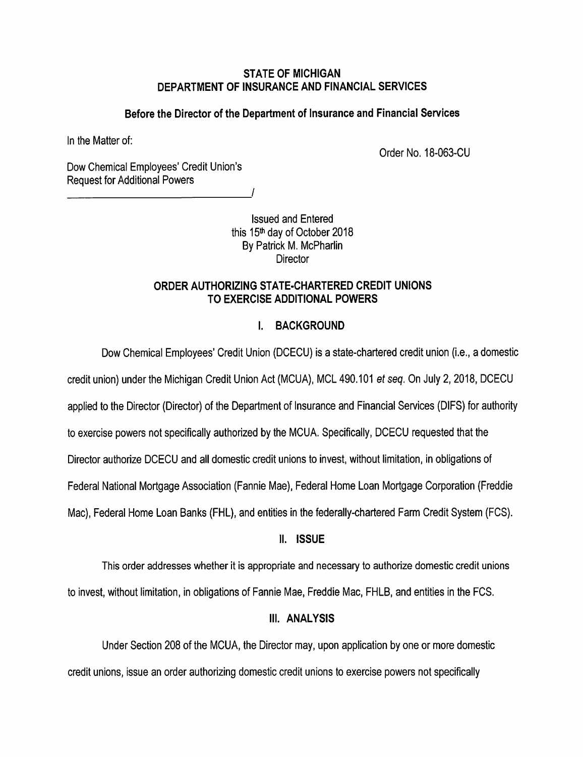**STATE OF MICHIGAN**
**DEPARTMENT OF INSURANCE AND FINANCIAL SERVICES**

**Before the Director of the Department of Insurance and Financial Services**

In the Matter of:

Order No. 18-063-CU

Dow Chemical Employees' Credit Union's
Request for Additional Powers
\_\_\_\_\_\_\_\_\_\_\_\_\_\_\_\_\_\_\_\_\_\_\_\_\_\_\_\_\_\_\_\_\_\_\_\_/

Issued and Entered
this 15th day of October 2018
By Patrick M. McPharlin
Director

## ORDER AUTHORIZING STATE-CHARTERED CREDIT UNIONS TO EXERCISE ADDITIONAL POWERS

### I. BACKGROUND

Dow Chemical Employees' Credit Union (DCECU) is a state-chartered credit union (i.e., a domestic credit union) under the Michigan Credit Union Act (MCUA), MCL 490.101 *et seq.* On July 2, 2018, DCECU applied to the Director (Director) of the Department of Insurance and Financial Services (DIFS) for authority to exercise powers not specifically authorized by the MCUA. Specifically, DCECU requested that the Director authorize DCECU and all domestic credit unions to invest, without limitation, in obligations of Federal National Mortgage Association (Fannie Mae), Federal Home Loan Mortgage Corporation (Freddie Mac), Federal Home Loan Banks (FHL), and entities in the federally-chartered Farm Credit System (FCS).

### II. ISSUE

This order addresses whether it is appropriate and necessary to authorize domestic credit unions to invest, without limitation, in obligations of Fannie Mae, Freddie Mac, FHLB, and entities in the FCS.

### III. ANALYSIS

Under Section 208 of the MCUA, the Director may, upon application by one or more domestic credit unions, issue an order authorizing domestic credit unions to exercise powers not specifically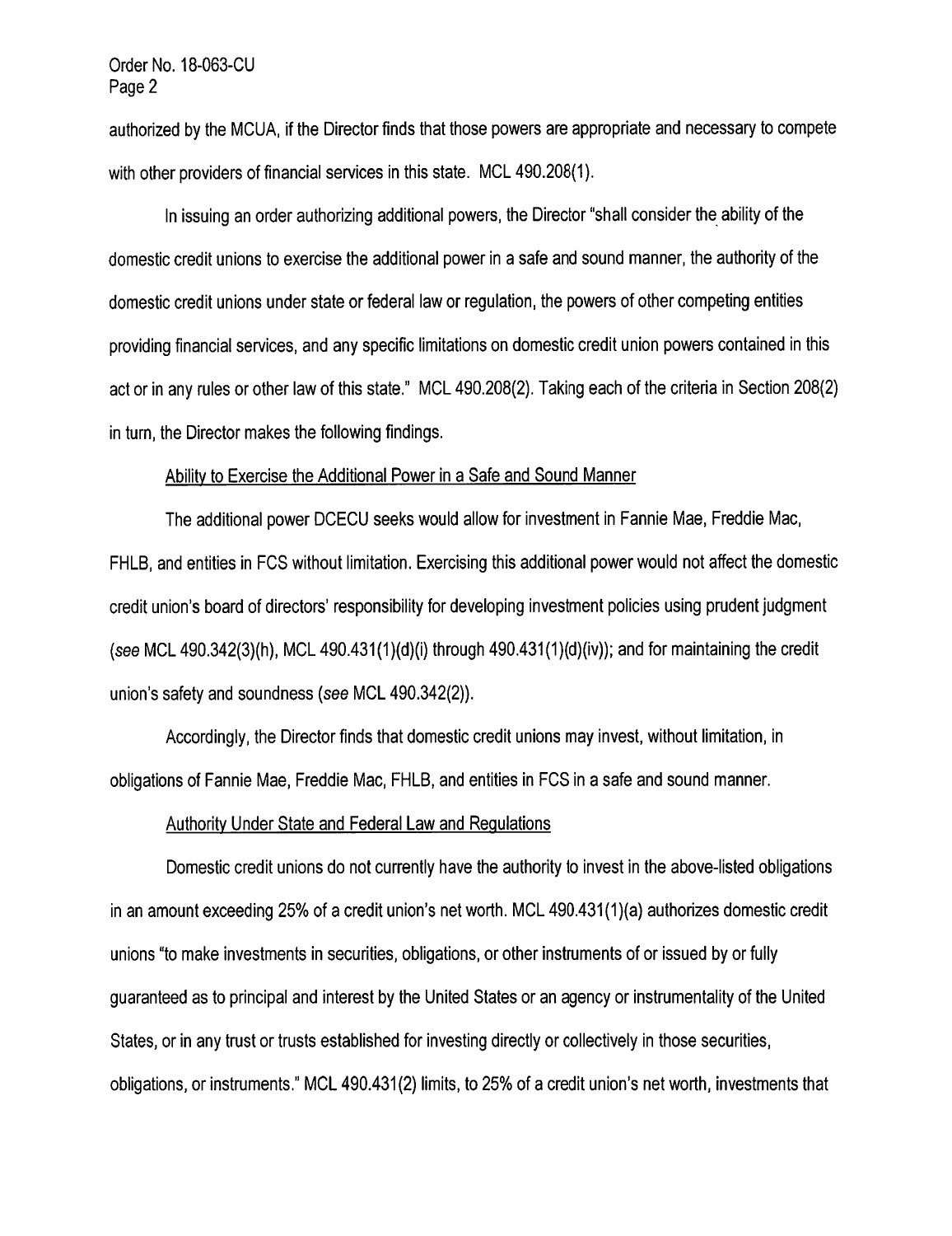authorized by the MCUA, if the Director finds that those powers are appropriate and necessary to compete with other providers of financial services in this state. MCL 490.208(1).

In issuing an order authorizing additional powers, the Director "shall consider the ability of the domestic credit unions to exercise the additional power in a safe and sound manner, the authority of the domestic credit unions under state or federal law or regulation, the powers of other competing entities providing financial services, and any specific limitations on domestic credit union powers contained in this act or in any rules or other law of this state." MCL 490.208(2). Taking each of the criteria in Section 208(2) in turn, the Director makes the following findings.

<u>Ability to Exercise the Additional Power in a Safe and Sound Manner</u>

The additional power DCECU seeks would allow for investment in Fannie Mae, Freddie Mac, FHLB, and entities in FCS without limitation. Exercising this additional power would not affect the domestic credit union's board of directors' responsibility for developing investment policies using prudent judgment (*see* MCL 490.342(3)(h), MCL 490.431(1)(d)(i) through 490.431(1)(d)(iv)); and for maintaining the credit union's safety and soundness (*see* MCL 490.342(2)).

Accordingly, the Director finds that domestic credit unions may invest, without limitation, in obligations of Fannie Mae, Freddie Mac, FHLB, and entities in FCS in a safe and sound manner.

<u>Authority Under State and Federal Law and Regulations</u>

Domestic credit unions do not currently have the authority to invest in the above-listed obligations in an amount exceeding 25% of a credit union's net worth. MCL 490.431(1)(a) authorizes domestic credit unions "to make investments in securities, obligations, or other instruments of or issued by or fully guaranteed as to principal and interest by the United States or an agency or instrumentality of the United States, or in any trust or trusts established for investing directly or collectively in those securities, obligations, or instruments." MCL 490.431(2) limits, to 25% of a credit union's net worth, investments that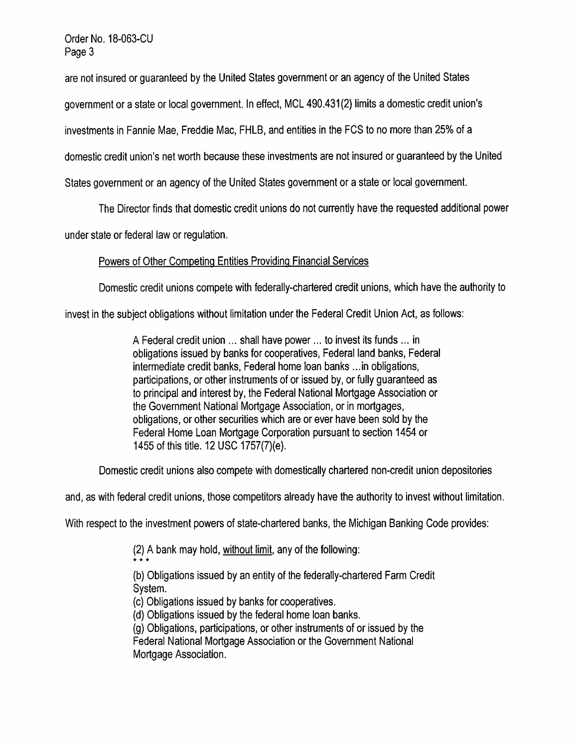are not insured or guaranteed by the United States government or an agency of the United States government or a state or local government. In effect, MCL 490.431(2) limits a domestic credit union's investments in Fannie Mae, Freddie Mac, FHLB, and entities in the FCS to no more than 25% of a domestic credit union's net worth because these investments are not insured or guaranteed by the United States government or an agency of the United States government or a state or local government.

The Director finds that domestic credit unions do not currently have the requested additional power under state or federal law or regulation.

<u>Powers of Other Competing Entities Providing Financial Services</u>

Domestic credit unions compete with federally-chartered credit unions, which have the authority to invest in the subject obligations without limitation under the Federal Credit Union Act, as follows:

> A Federal credit union ... shall have power ... to invest its funds ... in obligations issued by banks for cooperatives, Federal land banks, Federal intermediate credit banks, Federal home loan banks ...in obligations, participations, or other instruments of or issued by, or fully guaranteed as to principal and interest by, the Federal National Mortgage Association or the Government National Mortgage Association, or in mortgages, obligations, or other securities which are or ever have been sold by the Federal Home Loan Mortgage Corporation pursuant to section 1454 or 1455 of this title. 12 USC 1757(7)(e).

Domestic credit unions also compete with domestically chartered non-credit union depositories and, as with federal credit unions, those competitors already have the authority to invest without limitation. With respect to the investment powers of state-chartered banks, the Michigan Banking Code provides:

> (2) A bank may hold, <u>without limit</u>, any of the following:
> \* \* \*
> (b) Obligations issued by an entity of the federally-chartered Farm Credit System.
> (c) Obligations issued by banks for cooperatives.
> (d) Obligations issued by the federal home loan banks.
> (g) Obligations, participations, or other instruments of or issued by the Federal National Mortgage Association or the Government National Mortgage Association.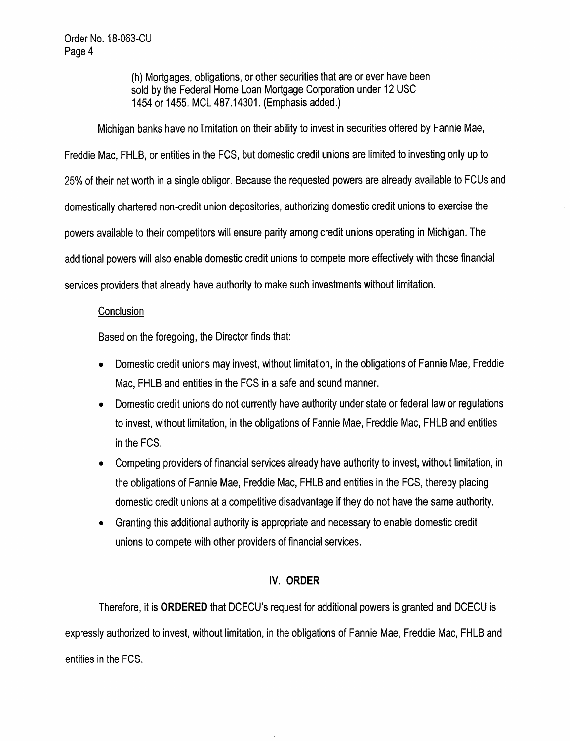(h) Mortgages, obligations, or other securities that are or ever have been sold by the Federal Home Loan Mortgage Corporation under 12 USC 1454 or 1455. MCL 487.14301. (Emphasis added.)

Michigan banks have no limitation on their ability to invest in securities offered by Fannie Mae, Freddie Mac, FHLB, or entities in the FCS, but domestic credit unions are limited to investing only up to 25% of their net worth in a single obligor. Because the requested powers are already available to FCUs and domestically chartered non-credit union depositories, authorizing domestic credit unions to exercise the powers available to their competitors will ensure parity among credit unions operating in Michigan. The additional powers will also enable domestic credit unions to compete more effectively with those financial services providers that already have authority to make such investments without limitation.

Conclusion

Based on the foregoing, the Director finds that:

- Domestic credit unions may invest, without limitation, in the obligations of Fannie Mae, Freddie Mac, FHLB and entities in the FCS in a safe and sound manner.
- Domestic credit unions do not currently have authority under state or federal law or regulations to invest, without limitation, in the obligations of Fannie Mae, Freddie Mac, FHLB and entities in the FCS.
- Competing providers of financial services already have authority to invest, without limitation, in the obligations of Fannie Mae, Freddie Mac, FHLB and entities in the FCS, thereby placing domestic credit unions at a competitive disadvantage if they do not have the same authority.
- Granting this additional authority is appropriate and necessary to enable domestic credit unions to compete with other providers of financial services.

## IV. ORDER

Therefore, it is **ORDERED** that DCECU's request for additional powers is granted and DCECU is expressly authorized to invest, without limitation, in the obligations of Fannie Mae, Freddie Mac, FHLB and entities in the FCS.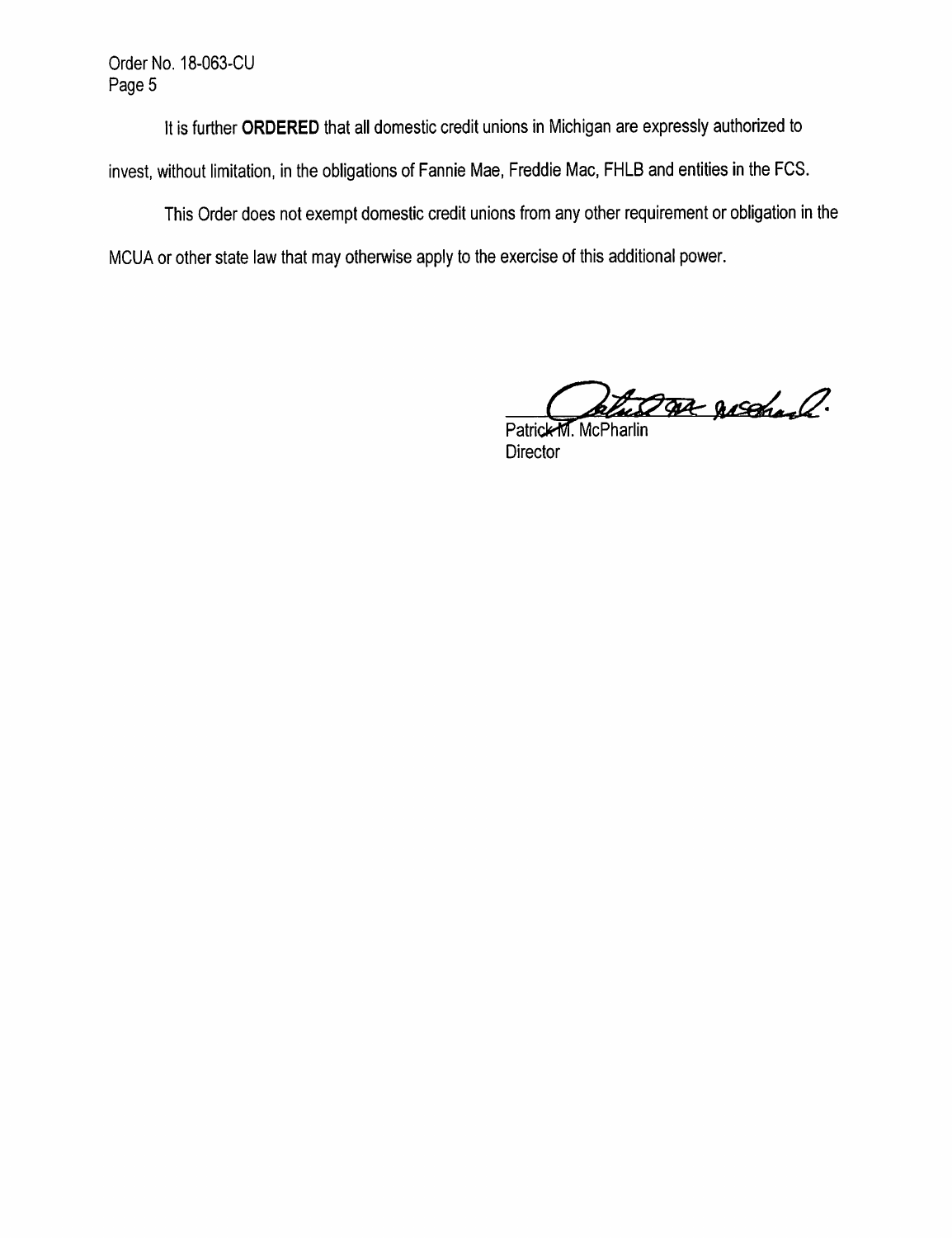It is further **ORDERED** that all domestic credit unions in Michigan are expressly authorized to invest, without limitation, in the obligations of Fannie Mae, Freddie Mac, FHLB and entities in the FCS.

This Order does not exempt domestic credit unions from any other requirement or obligation in the MCUA or other state law that may otherwise apply to the exercise of this additional power.

Patrick M. McPharlin
Director